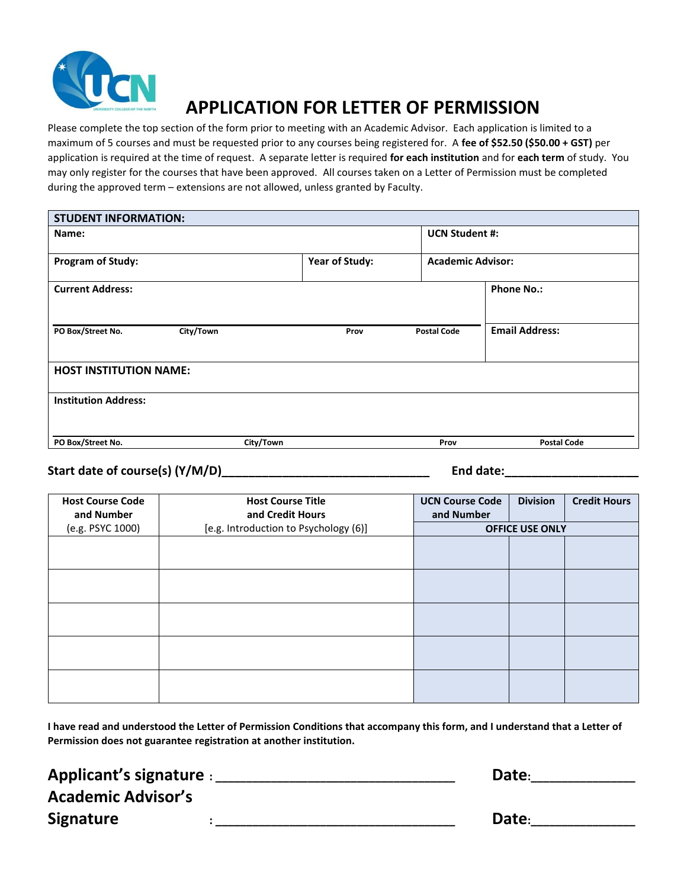# APPLICATION FOR LETTER OF PERMISSION

Please complete the top section of the form prior to meeting with an Academic Advisor. Each application is limited to a maximum of 5 courses and must be requested prior to any courses being registered for. A **fee of $52.50 ($50.00 + GST)** per application is required at the time of request. A separate letter is required **for each institution** and for **each term** of study. You may only register for the courses that have been approved. All courses taken on a Letter of Permission must be completed during the approved term – extensions are not allowed, unless granted by Faculty.

| **STUDENT INFORMATION:** | | | |
|---|---|---|---|
| **Name:** | | **UCN Student #:** | |
| **Program of Study:** | **Year of Study:** | **Academic Advisor:** | |
| **Current Address:** PO Box/Street No. / City/Town / Prov / Postal Code | | | **Phone No.:** |
| | | | **Email Address:** |
| **HOST INSTITUTION NAME:** | | | |
| **Institution Address:** PO Box/Street No. / City/Town / Prov / Postal Code | | | |

**Start date of course(s) (Y/M/D)\_\_\_\_\_\_\_\_\_\_\_\_\_\_\_\_\_\_\_\_\_\_\_\_\_\_\_\_\_\_\_\_** **End date:\_\_\_\_\_\_\_\_\_\_\_\_\_\_\_\_\_\_\_\_**

| **Host Course Code and Number** (e.g. PSYC 1000) | **Host Course Title and Credit Hours** [e.g. Introduction to Psychology (6)] | **UCN Course Code and Number** | **Division** | **Credit Hours** |
|---|---|---|---|---|
| | | **OFFICE USE ONLY** | | |
| | | | | |
| | | | | |
| | | | | |
| | | | | |
| | | | | |

**I have read and understood the Letter of Permission Conditions that accompany this form, and I understand that a Letter of Permission does not guarantee registration at another institution.**

**Applicant's signature** : \_\_\_\_\_\_\_\_\_\_\_\_\_\_\_\_\_\_\_\_\_\_\_\_\_\_\_\_\_\_ **Date**:\_\_\_\_\_\_\_\_\_\_\_\_\_

**Academic Advisor's Signature** : \_\_\_\_\_\_\_\_\_\_\_\_\_\_\_\_\_\_\_\_\_\_\_\_\_\_\_\_\_\_ **Date**:\_\_\_\_\_\_\_\_\_\_\_\_\_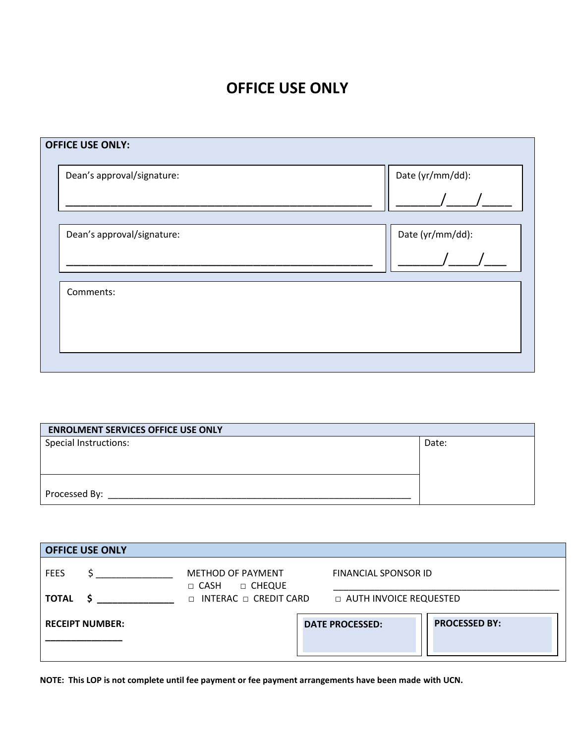# OFFICE USE ONLY

| OFFICE USE ONLY: | |
|---|---|
| Dean's approval/signature: ______________________________________________________ | Date (yr/mm/dd): _______/_____/_____ |
| Dean's approval/signature: ______________________________________________________ | Date (yr/mm/dd): _______/_____/____ |
| Comments: | |

| ENROLMENT SERVICES OFFICE USE ONLY | |
|---|---|
| Special Instructions: | Date: |
| Processed By: ____________________________________________________________ | |

| OFFICE USE ONLY | | | | |
|---|---|---|---|---|
| FEES $ _______________ | METHOD OF PAYMENT<br>□ CASH □ CHEQUE | FINANCIAL SPONSOR ID<br>_____________________________________________ | | |
| **TOTAL $ _______________** | □ INTERAC □ CREDIT CARD | □ AUTH INVOICE REQUESTED | | |
| **RECEIPT NUMBER:**<br>_______________ | | **DATE PROCESSED:** | **PROCESSED BY:** | |

**NOTE: This LOP is not complete until fee payment or fee payment arrangements have been made with UCN.**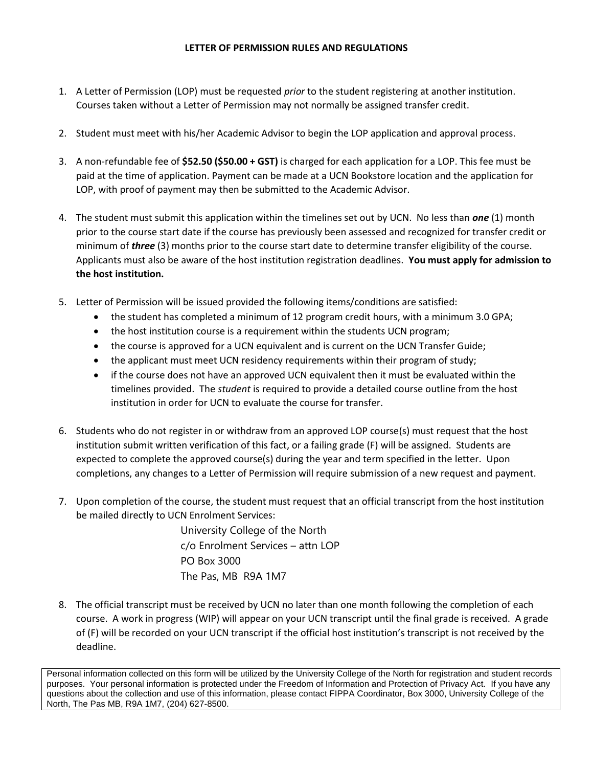# LETTER OF PERMISSION RULES AND REGULATIONS

1. A Letter of Permission (LOP) must be requested *prior* to the student registering at another institution. Courses taken without a Letter of Permission may not normally be assigned transfer credit.

2. Student must meet with his/her Academic Advisor to begin the LOP application and approval process.

3. A non-refundable fee of **$52.50 ($50.00 + GST)** is charged for each application for a LOP. This fee must be paid at the time of application. Payment can be made at a UCN Bookstore location and the application for LOP, with proof of payment may then be submitted to the Academic Advisor.

4. The student must submit this application within the timelines set out by UCN. No less than ***one*** (1) month prior to the course start date if the course has previously been assessed and recognized for transfer credit or minimum of ***three*** (3) months prior to the course start date to determine transfer eligibility of the course. Applicants must also be aware of the host institution registration deadlines. **You must apply for admission to the host institution.**

5. Letter of Permission will be issued provided the following items/conditions are satisfied:
   - the student has completed a minimum of 12 program credit hours, with a minimum 3.0 GPA;
   - the host institution course is a requirement within the students UCN program;
   - the course is approved for a UCN equivalent and is current on the UCN Transfer Guide;
   - the applicant must meet UCN residency requirements within their program of study;
   - if the course does not have an approved UCN equivalent then it must be evaluated within the timelines provided. The *student* is required to provide a detailed course outline from the host institution in order for UCN to evaluate the course for transfer.

6. Students who do not register in or withdraw from an approved LOP course(s) must request that the host institution submit written verification of this fact, or a failing grade (F) will be assigned. Students are expected to complete the approved course(s) during the year and term specified in the letter. Upon completions, any changes to a Letter of Permission will require submission of a new request and payment.

7. Upon completion of the course, the student must request that an official transcript from the host institution be mailed directly to UCN Enrolment Services:

   University College of the North
   c/o Enrolment Services – attn LOP
   PO Box 3000
   The Pas, MB R9A 1M7

8. The official transcript must be received by UCN no later than one month following the completion of each course. A work in progress (WIP) will appear on your UCN transcript until the final grade is received. A grade of (F) will be recorded on your UCN transcript if the official host institution's transcript is not received by the deadline.

Personal information collected on this form will be utilized by the University College of the North for registration and student records purposes. Your personal information is protected under the Freedom of Information and Protection of Privacy Act. If you have any questions about the collection and use of this information, please contact FIPPA Coordinator, Box 3000, University College of the North, The Pas MB, R9A 1M7, (204) 627-8500.